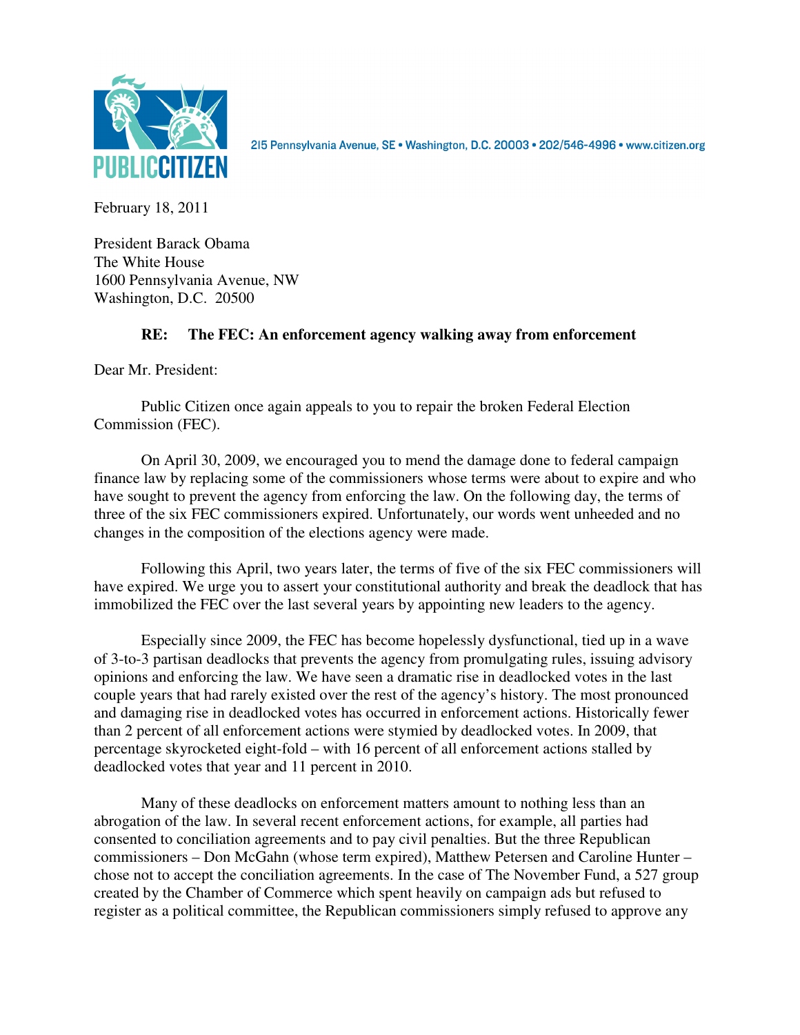PUBLIC CITIZEN

215 Pennsylvania Avenue, SE • Washington, D.C. 20003 • 202/546-4996 • www.citizen.org

February 18, 2011

President Barack Obama
The White House
1600 Pennsylvania Avenue, NW
Washington, D.C. 20500

**RE: The FEC: An enforcement agency walking away from enforcement**

Dear Mr. President:

Public Citizen once again appeals to you to repair the broken Federal Election Commission (FEC).

On April 30, 2009, we encouraged you to mend the damage done to federal campaign finance law by replacing some of the commissioners whose terms were about to expire and who have sought to prevent the agency from enforcing the law. On the following day, the terms of three of the six FEC commissioners expired. Unfortunately, our words went unheeded and no changes in the composition of the elections agency were made.

Following this April, two years later, the terms of five of the six FEC commissioners will have expired. We urge you to assert your constitutional authority and break the deadlock that has immobilized the FEC over the last several years by appointing new leaders to the agency.

Especially since 2009, the FEC has become hopelessly dysfunctional, tied up in a wave of 3-to-3 partisan deadlocks that prevents the agency from promulgating rules, issuing advisory opinions and enforcing the law. We have seen a dramatic rise in deadlocked votes in the last couple years that had rarely existed over the rest of the agency's history. The most pronounced and damaging rise in deadlocked votes has occurred in enforcement actions. Historically fewer than 2 percent of all enforcement actions were stymied by deadlocked votes. In 2009, that percentage skyrocketed eight-fold – with 16 percent of all enforcement actions stalled by deadlocked votes that year and 11 percent in 2010.

Many of these deadlocks on enforcement matters amount to nothing less than an abrogation of the law. In several recent enforcement actions, for example, all parties had consented to conciliation agreements and to pay civil penalties. But the three Republican commissioners – Don McGahn (whose term expired), Matthew Petersen and Caroline Hunter – chose not to accept the conciliation agreements. In the case of The November Fund, a 527 group created by the Chamber of Commerce which spent heavily on campaign ads but refused to register as a political committee, the Republican commissioners simply refused to approve any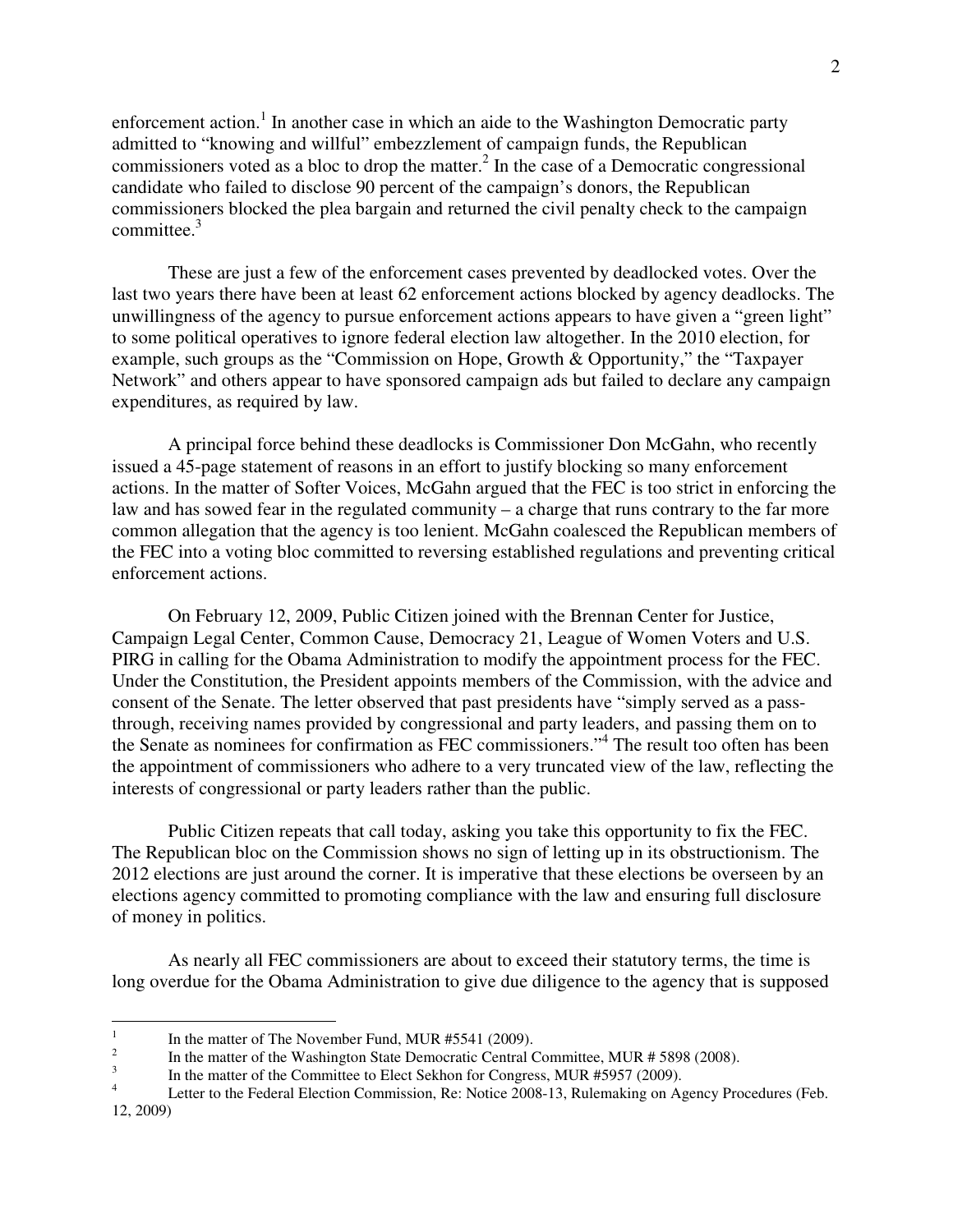enforcement action.[1] In another case in which an aide to the Washington Democratic party admitted to "knowing and willful" embezzlement of campaign funds, the Republican commissioners voted as a bloc to drop the matter.[2] In the case of a Democratic congressional candidate who failed to disclose 90 percent of the campaign's donors, the Republican commissioners blocked the plea bargain and returned the civil penalty check to the campaign committee.[3]

These are just a few of the enforcement cases prevented by deadlocked votes. Over the last two years there have been at least 62 enforcement actions blocked by agency deadlocks. The unwillingness of the agency to pursue enforcement actions appears to have given a "green light" to some political operatives to ignore federal election law altogether. In the 2010 election, for example, such groups as the "Commission on Hope, Growth & Opportunity," the "Taxpayer Network" and others appear to have sponsored campaign ads but failed to declare any campaign expenditures, as required by law.

A principal force behind these deadlocks is Commissioner Don McGahn, who recently issued a 45-page statement of reasons in an effort to justify blocking so many enforcement actions. In the matter of Softer Voices, McGahn argued that the FEC is too strict in enforcing the law and has sowed fear in the regulated community – a charge that runs contrary to the far more common allegation that the agency is too lenient. McGahn coalesced the Republican members of the FEC into a voting bloc committed to reversing established regulations and preventing critical enforcement actions.

On February 12, 2009, Public Citizen joined with the Brennan Center for Justice, Campaign Legal Center, Common Cause, Democracy 21, League of Women Voters and U.S. PIRG in calling for the Obama Administration to modify the appointment process for the FEC. Under the Constitution, the President appoints members of the Commission, with the advice and consent of the Senate. The letter observed that past presidents have "simply served as a pass-through, receiving names provided by congressional and party leaders, and passing them on to the Senate as nominees for confirmation as FEC commissioners."[4] The result too often has been the appointment of commissioners who adhere to a very truncated view of the law, reflecting the interests of congressional or party leaders rather than the public.

Public Citizen repeats that call today, asking you take this opportunity to fix the FEC. The Republican bloc on the Commission shows no sign of letting up in its obstructionism. The 2012 elections are just around the corner. It is imperative that these elections be overseen by an elections agency committed to promoting compliance with the law and ensuring full disclosure of money in politics.

As nearly all FEC commissioners are about to exceed their statutory terms, the time is long overdue for the Obama Administration to give due diligence to the agency that is supposed

---

[1] In the matter of The November Fund, MUR #5541 (2009).

[2] In the matter of the Washington State Democratic Central Committee, MUR # 5898 (2008).

[3] In the matter of the Committee to Elect Sekhon for Congress, MUR #5957 (2009).

[4] Letter to the Federal Election Commission, Re: Notice 2008-13, Rulemaking on Agency Procedures (Feb. 12, 2009)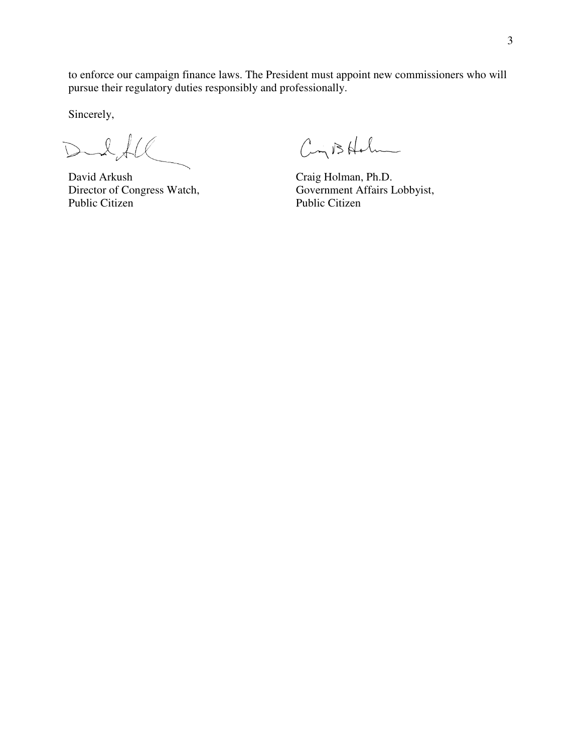to enforce our campaign finance laws. The President must appoint new commissioners who will pursue their regulatory duties responsibly and professionally.

Sincerely,

David Arkush
Director of Congress Watch,
Public Citizen

Craig Holman, Ph.D.
Government Affairs Lobbyist,
Public Citizen